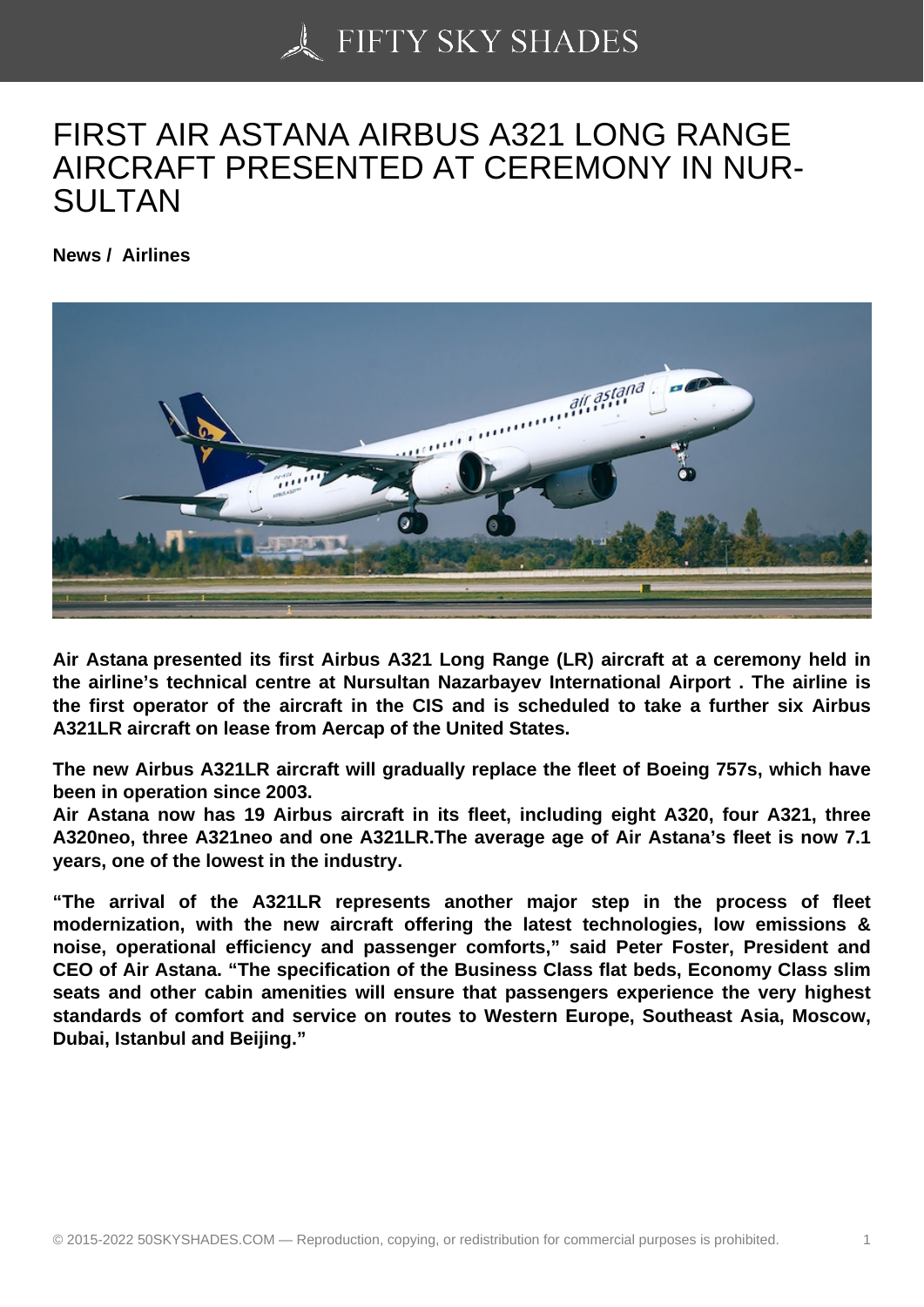# FIRST AIR ASTANA AIRBUS A321 LONG RANGE AIRCRAFT PRESENTED AT CEREMONY IN NUR-SULTAN

**News / Airlines**

**Air Astana presented its first Airbus A321 Long Range (LR) aircraft at a ceremony held in the airline's technical centre at Nursultan Nazarbayev International Airport . The airline is the first operator of the aircraft in the CIS and is scheduled to take a further six Airbus A321LR aircraft on lease from Aercap of the United States.**

**The new Airbus A321LR aircraft will gradually replace the fleet of Boeing 757s, which have been in operation since 2003.**
**Air Astana now has 19 Airbus aircraft in its fleet, including eight A320, four A321, three A320neo, three A321neo and one A321LR.The average age of Air Astana's fleet is now 7.1 years, one of the lowest in the industry.**

**"The arrival of the A321LR represents another major step in the process of fleet modernization, with the new aircraft offering the latest technologies, low emissions & noise, operational efficiency and passenger comforts," said Peter Foster, President and CEO of Air Astana. "The specification of the Business Class flat beds, Economy Class slim seats and other cabin amenities will ensure that passengers experience the very highest standards of comfort and service on routes to Western Europe, Southeast Asia, Moscow, Dubai, Istanbul and Beijing."**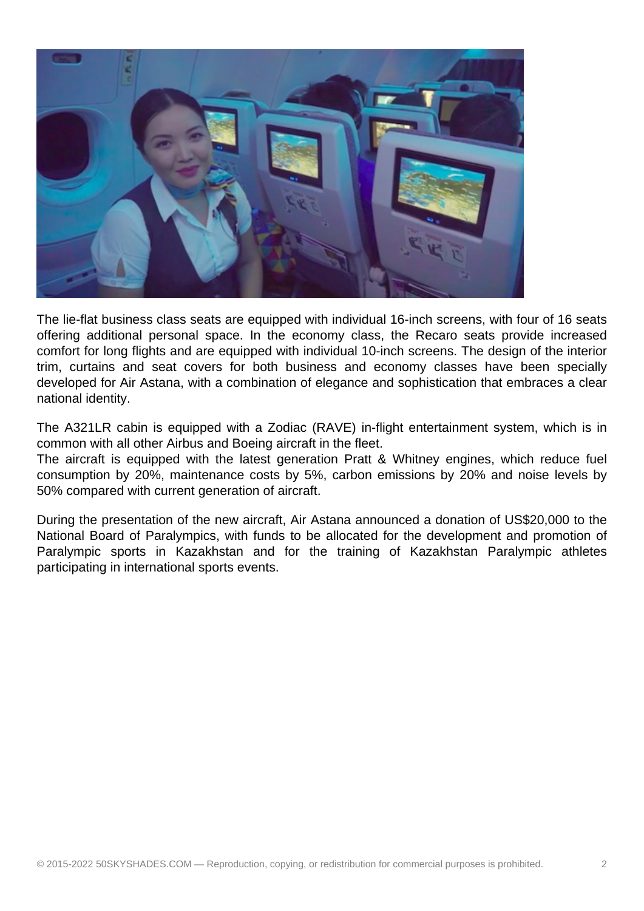The lie-flat business class seats are equipped with individual 16-inch screens, with four of 16 seats offering additional personal space. In the economy class, the Recaro seats provide increased comfort for long flights and are equipped with individual 10-inch screens. The design of the interior trim, curtains and seat covers for both business and economy classes have been specially developed for Air Astana, with a combination of elegance and sophistication that embraces a clear national identity.

The A321LR cabin is equipped with a Zodiac (RAVE) in-flight entertainment system, which is in common with all other Airbus and Boeing aircraft in the fleet.
The aircraft is equipped with the latest generation Pratt & Whitney engines, which reduce fuel consumption by 20%, maintenance costs by 5%, carbon emissions by 20% and noise levels by 50% compared with current generation of aircraft.

During the presentation of the new aircraft, Air Astana announced a donation of US$20,000 to the National Board of Paralympics, with funds to be allocated for the development and promotion of Paralympic sports in Kazakhstan and for the training of Kazakhstan Paralympic athletes participating in international sports events.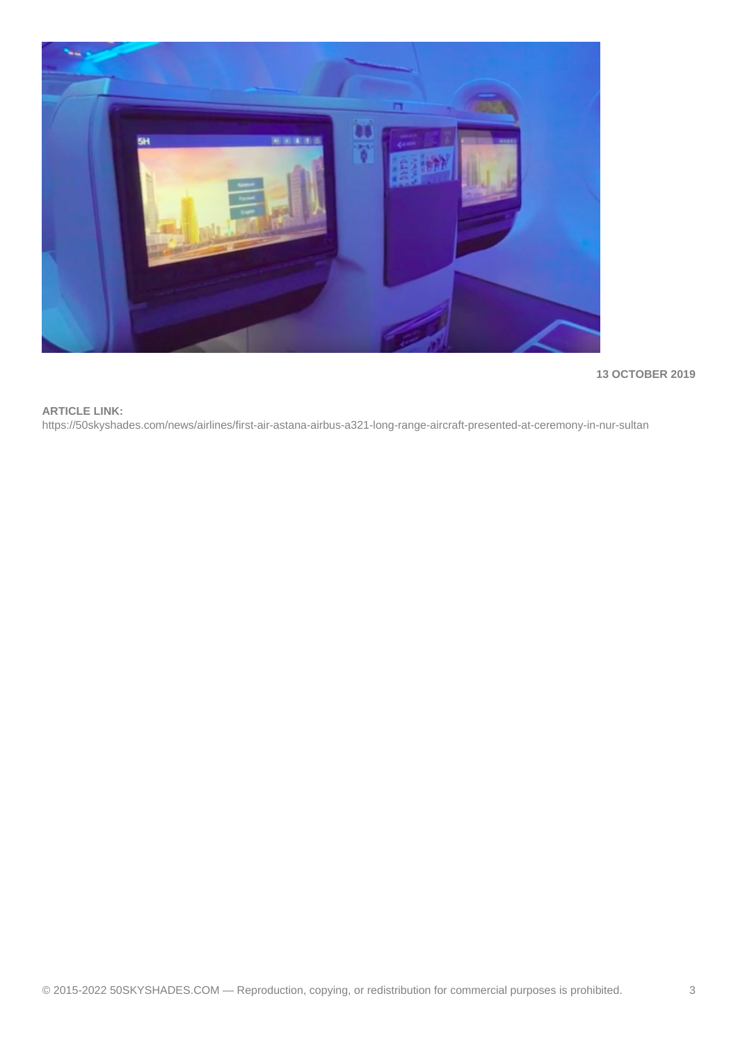**13 OCTOBER 2019**

**ARTICLE LINK:**
https://50skyshades.com/news/airlines/first-air-astana-airbus-a321-long-range-aircraft-presented-at-ceremony-in-nur-sultan

© 2015-2022 50SKYSHADES.COM — Reproduction, copying, or redistribution for commercial purposes is prohibited.